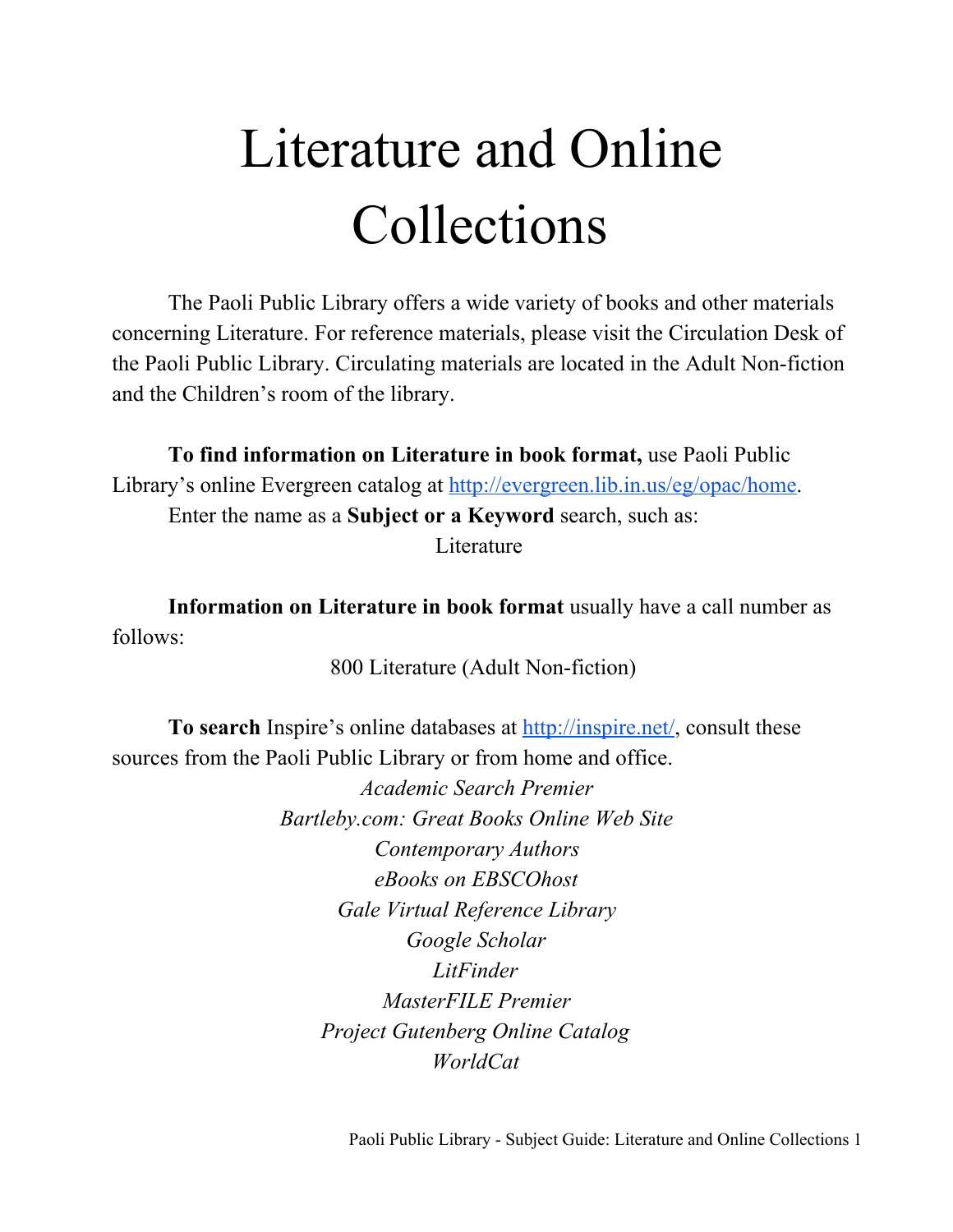# Literature and Online Collections

The Paoli Public Library offers a wide variety of books and other materials concerning Literature. For reference materials, please visit the Circulation Desk of the Paoli Public Library. Circulating materials are located in the Adult Non-fiction and the Children's room of the library.

**To find information on Literature in book format,** use Paoli Public Library's online Evergreen catalog at [http://evergreen.lib.in.us/eg/opac/home](http://evergreen.lib.in.us/eg/opac/home).

Enter the name as a **Subject or a Keyword** search, such as:

Literature

**Information on Literature in book format** usually have a call number as follows:

800 Literature (Adult Non-fiction)

**To search** Inspire's online databases at [http://inspire.net/](http://inspire.net/), consult these sources from the Paoli Public Library or from home and office.

*Academic Search Premier*
*Bartleby.com: Great Books Online Web Site*
*Contemporary Authors*
*eBooks on EBSCOhost*
*Gale Virtual Reference Library*
*Google Scholar*
*LitFinder*
*MasterFILE Premier*
*Project Gutenberg Online Catalog*
*WorldCat*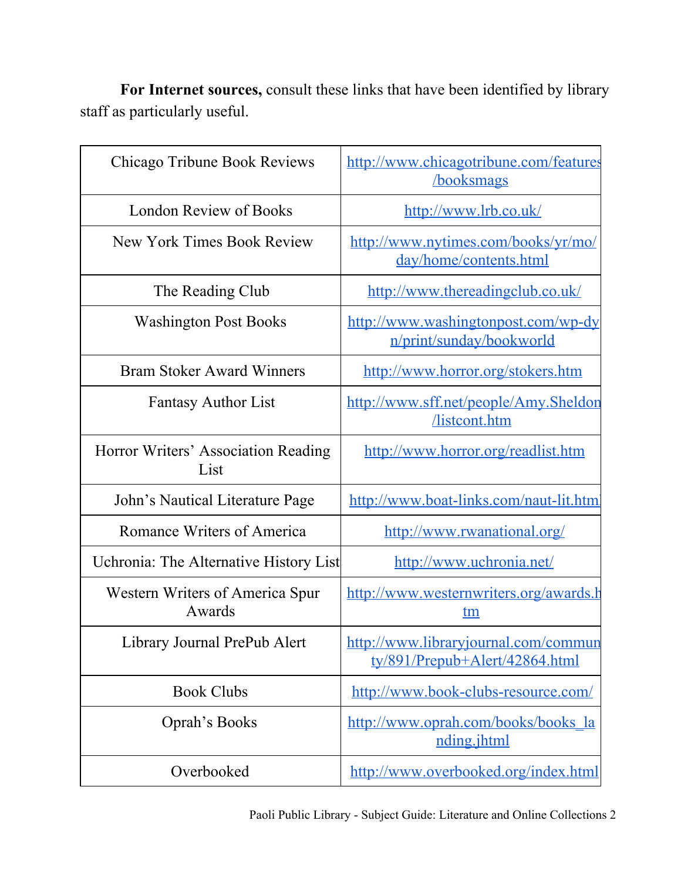**For Internet sources,** consult these links that have been identified by library staff as particularly useful.

| | |
|---|---|
| Chicago Tribune Book Reviews | http://www.chicagotribune.com/features/booksmags |
| London Review of Books | http://www.lrb.co.uk/ |
| New York Times Book Review | http://www.nytimes.com/books/yr/mo/day/home/contents.html |
| The Reading Club | http://www.thereadingclub.co.uk/ |
| Washington Post Books | http://www.washingtonpost.com/wp-dyn/print/sunday/bookworld |
| Bram Stoker Award Winners | http://www.horror.org/stokers.htm |
| Fantasy Author List | http://www.sff.net/people/Amy.Sheldon/listcont.htm |
| Horror Writers' Association Reading List | http://www.horror.org/readlist.htm |
| John's Nautical Literature Page | http://www.boat-links.com/naut-lit.html |
| Romance Writers of America | http://www.rwanational.org/ |
| Uchronia: The Alternative History List | http://www.uchronia.net/ |
| Western Writers of America Spur Awards | http://www.westernwriters.org/awards.htm |
| Library Journal PrePub Alert | http://www.libraryjournal.com/community/891/Prepub+Alert/42864.html |
| Book Clubs | http://www.book-clubs-resource.com/ |
| Oprah's Books | http://www.oprah.com/books/books_landing.jhtml |
| Overbooked | http://www.overbooked.org/index.html |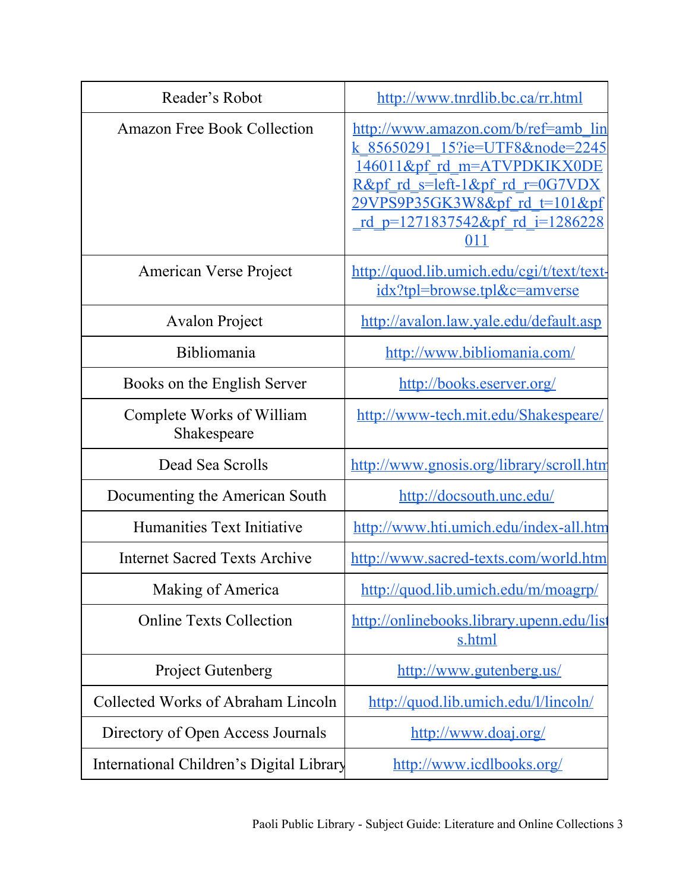| Reader’s Robot | http://www.tnrdlib.bc.ca/rr.html |
|---|---|
| Amazon Free Book Collection | http://www.amazon.com/b/ref=amb_link_85650291_15?ie=UTF8&node=2245146011&pf_rd_m=ATVPDKIKX0DER&pf_rd_s=left-1&pf_rd_r=0G7VDX29VPS9P35GK3W8&pf_rd_t=101&pf_rd_p=1271837542&pf_rd_i=1286228011 |
| American Verse Project | http://quod.lib.umich.edu/cgi/t/text/text-idx?tpl=browse.tpl&c=amverse |
| Avalon Project | http://avalon.law.yale.edu/default.asp |
| Bibliomania | http://www.bibliomania.com/ |
| Books on the English Server | http://books.eserver.org/ |
| Complete Works of William Shakespeare | http://www-tech.mit.edu/Shakespeare/ |
| Dead Sea Scrolls | http://www.gnosis.org/library/scroll.htm |
| Documenting the American South | http://docsouth.unc.edu/ |
| Humanities Text Initiative | http://www.hti.umich.edu/index-all.htm |
| Internet Sacred Texts Archive | http://www.sacred-texts.com/world.htm |
| Making of America | http://quod.lib.umich.edu/m/moagrp/ |
| Online Texts Collection | http://onlinebooks.library.upenn.edu/lists.html |
| Project Gutenberg | http://www.gutenberg.us/ |
| Collected Works of Abraham Lincoln | http://quod.lib.umich.edu/l/lincoln/ |
| Directory of Open Access Journals | http://www.doaj.org/ |
| International Children’s Digital Library | http://www.icdlbooks.org/ |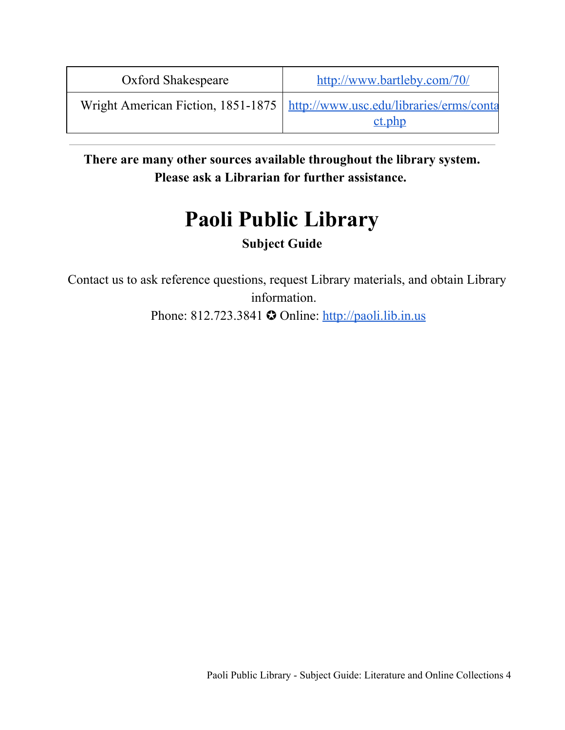| | |
|---|---|
| Oxford Shakespeare | http://www.bartleby.com/70/ |
| Wright American Fiction, 1851-1875 | http://www.usc.edu/libraries/erms/contact.php |

---

**There are many other sources available throughout the library system. Please ask a Librarian for further assistance.**

# Paoli Public Library

**Subject Guide**

Contact us to ask reference questions, request Library materials, and obtain Library information.

Phone: 812.723.3841 ✪ Online: http://paoli.lib.in.us